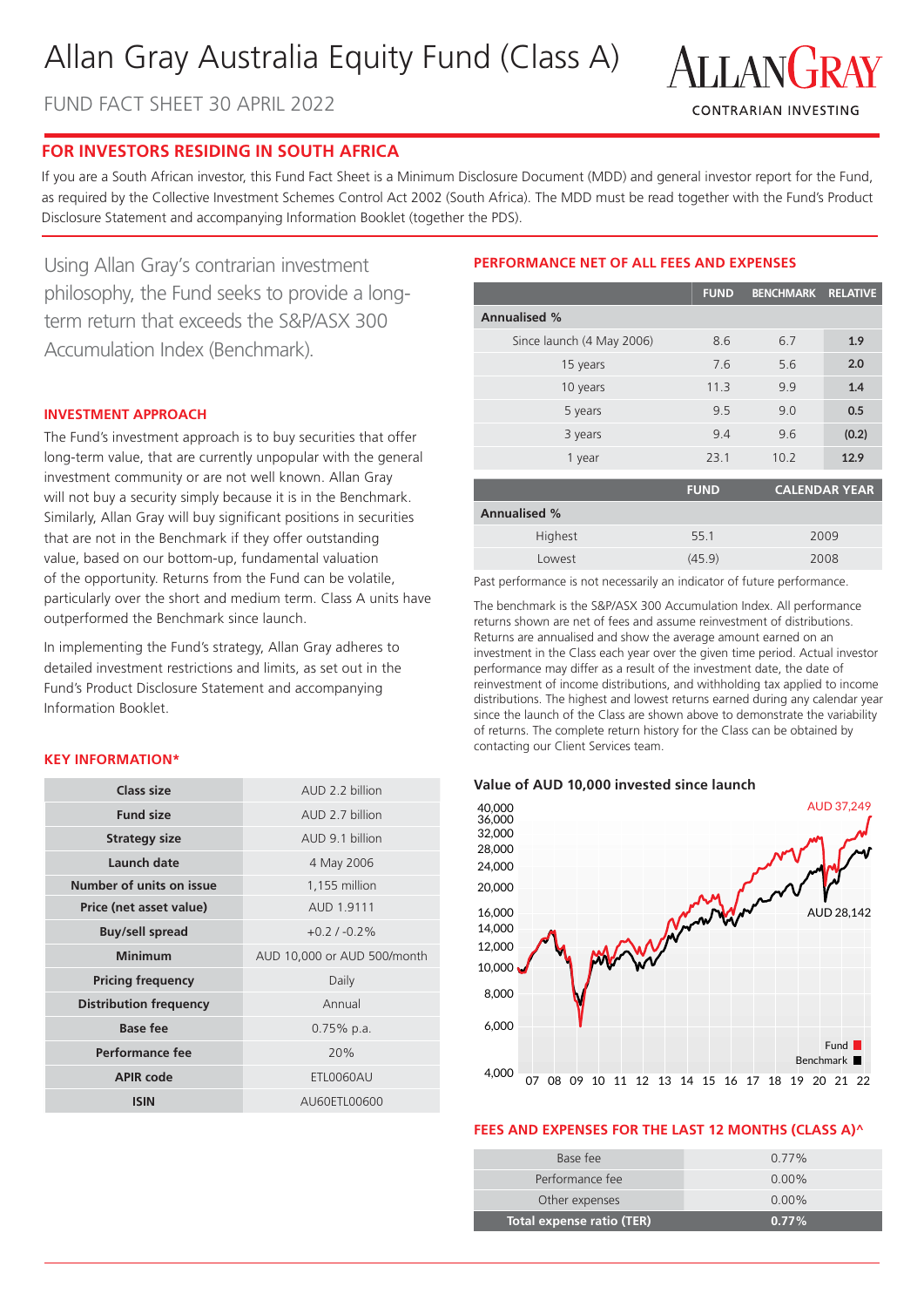# Allan Gray Australia Equity Fund (Class A)

FUND FACT SHEET 30 APRIL 2022

ALLANGRAY
CONTRARIAN INVESTING

## FOR INVESTORS RESIDING IN SOUTH AFRICA

If you are a South African investor, this Fund Fact Sheet is a Minimum Disclosure Document (MDD) and general investor report for the Fund, as required by the Collective Investment Schemes Control Act 2002 (South Africa). The MDD must be read together with the Fund's Product Disclosure Statement and accompanying Information Booklet (together the PDS).

Using Allan Gray's contrarian investment philosophy, the Fund seeks to provide a long-term return that exceeds the S&P/ASX 300 Accumulation Index (Benchmark).

### INVESTMENT APPROACH

The Fund's investment approach is to buy securities that offer long-term value, that are currently unpopular with the general investment community or are not well known. Allan Gray will not buy a security simply because it is in the Benchmark. Similarly, Allan Gray will buy significant positions in securities that are not in the Benchmark if they offer outstanding value, based on our bottom-up, fundamental valuation of the opportunity. Returns from the Fund can be volatile, particularly over the short and medium term. Class A units have outperformed the Benchmark since launch.

In implementing the Fund's strategy, Allan Gray adheres to detailed investment restrictions and limits, as set out in the Fund's Product Disclosure Statement and accompanying Information Booklet.

### KEY INFORMATION*

| | |
|---|---|
| Class size | AUD 2.2 billion |
| Fund size | AUD 2.7 billion |
| Strategy size | AUD 9.1 billion |
| Launch date | 4 May 2006 |
| Number of units on issue | 1,155 million |
| Price (net asset value) | AUD 1.9111 |
| Buy/sell spread | +0.2 / -0.2% |
| Minimum | AUD 10,000 or AUD 500/month |
| Pricing frequency | Daily |
| Distribution frequency | Annual |
| Base fee | 0.75% p.a. |
| Performance fee | 20% |
| APIR code | ETL0060AU |
| ISIN | AU60ETL00600 |

### PERFORMANCE NET OF ALL FEES AND EXPENSES

| | FUND | BENCHMARK | RELATIVE |
|---|---|---|---|
| **Annualised %** | | | |
| Since launch (4 May 2006) | 8.6 | 6.7 | **1.9** |
| 15 years | 7.6 | 5.6 | **2.0** |
| 10 years | 11.3 | 9.9 | **1.4** |
| 5 years | 9.5 | 9.0 | **0.5** |
| 3 years | 9.4 | 9.6 | **(0.2)** |
| 1 year | 23.1 | 10.2 | **12.9** |

| | FUND | CALENDAR YEAR |
|---|---|---|
| **Annualised %** | | |
| Highest | 55.1 | 2009 |
| Lowest | (45.9) | 2008 |

Past performance is not necessarily an indicator of future performance.

The benchmark is the S&P/ASX 300 Accumulation Index. All performance returns shown are net of fees and assume reinvestment of distributions. Returns are annualised and show the average amount earned on an investment in the Class each year over the given time period. Actual investor performance may differ as a result of the investment date, the date of reinvestment of income distributions, and withholding tax applied to income distributions. The highest and lowest returns earned during any calendar year since the launch of the Class are shown above to demonstrate the variability of returns. The complete return history for the Class can be obtained by contacting our Client Services team.

**Value of AUD 10,000 invested since launch**

Fund: AUD 37,249
Benchmark: AUD 28,142

### FEES AND EXPENSES FOR THE LAST 12 MONTHS (CLASS A)^

| | |
|---|---|
| Base fee | 0.77% |
| Performance fee | 0.00% |
| Other expenses | 0.00% |
| **Total expense ratio (TER)** | **0.77%** |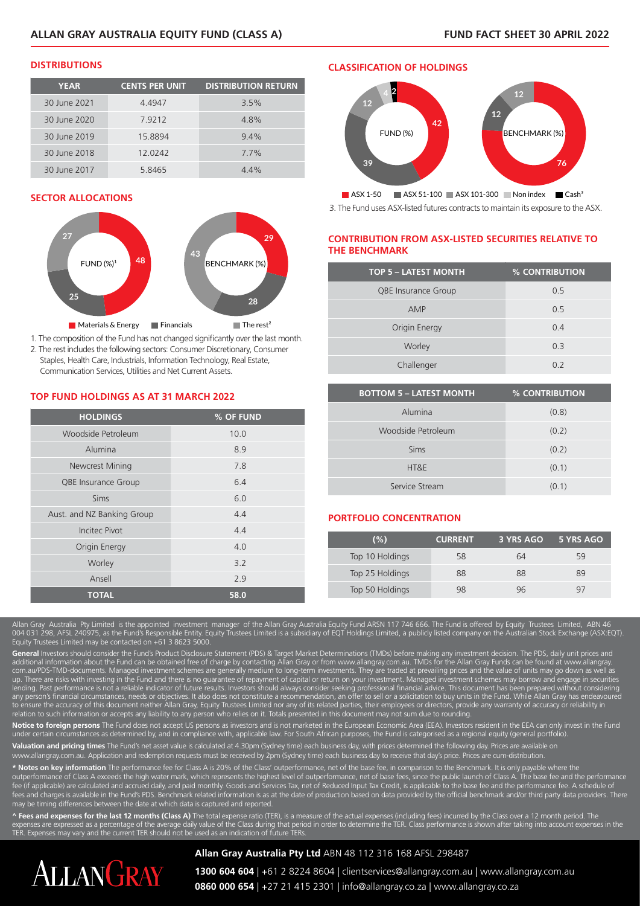## DISTRIBUTIONS

| YEAR | CENTS PER UNIT | DISTRIBUTION RETURN |
|---|---|---|
| 30 June 2021 | 4.4947 | 3.5% |
| 30 June 2020 | 7.9212 | 4.8% |
| 30 June 2019 | 15.8894 | 9.4% |
| 30 June 2018 | 12.0242 | 7.7% |
| 30 June 2017 | 5.8465 | 4.4% |

## SECTOR ALLOCATIONS

FUND (%)[1]
48
25
27

BENCHMARK (%)
29
28
43

Materials & Energy
Financials
The rest[2]

1. The composition of the Fund has not changed significantly over the last month.
2. The rest includes the following sectors: Consumer Discretionary, Consumer Staples, Health Care, Industrials, Information Technology, Real Estate, Communication Services, Utilities and Net Current Assets.

## TOP FUND HOLDINGS AS AT 31 MARCH 2022

| HOLDINGS | % OF FUND |
|---|---|
| Woodside Petroleum | 10.0 |
| Alumina | 8.9 |
| Newcrest Mining | 7.8 |
| QBE Insurance Group | 6.4 |
| Sims | 6.0 |
| Aust. and NZ Banking Group | 4.4 |
| Incitec Pivot | 4.4 |
| Origin Energy | 4.0 |
| Worley | 3.2 |
| Ansell | 2.9 |
| **TOTAL** | **58.0** |

## CLASSIFICATION OF HOLDINGS

FUND (%)
42
39
12
4
2

BENCHMARK (%)
76
12
12

ASX 1-50
ASX 51-100
ASX 101-300
Non index
Cash[3]

3. The Fund uses ASX-listed futures contracts to maintain its exposure to the ASX.

## CONTRIBUTION FROM ASX-LISTED SECURITIES RELATIVE TO THE BENCHMARK

| TOP 5 – LATEST MONTH | % CONTRIBUTION |
|---|---|
| QBE Insurance Group | 0.5 |
| AMP | 0.5 |
| Origin Energy | 0.4 |
| Worley | 0.3 |
| Challenger | 0.2 |

| BOTTOM 5 – LATEST MONTH | % CONTRIBUTION |
|---|---|
| Alumina | (0.8) |
| Woodside Petroleum | (0.2) |
| Sims | (0.2) |
| HT&E | (0.1) |
| Service Stream | (0.1) |

## PORTFOLIO CONCENTRATION

| (%) | CURRENT | 3 YRS AGO | 5 YRS AGO |
|---|---|---|---|
| Top 10 Holdings | 58 | 64 | 59 |
| Top 25 Holdings | 88 | 88 | 89 |
| Top 50 Holdings | 98 | 96 | 97 |

Allan Gray Australia Pty Limited is the appointed investment manager of the Allan Gray Australia Equity Fund ARSN 117 746 666. The Fund is offered by Equity Trustees Limited, ABN 46 004 031 298, AFSL 240975, as the Fund's Responsible Entity. Equity Trustees Limited is a subsidiary of EQT Holdings Limited, a publicly listed company on the Australian Stock Exchange (ASX:EQT). Equity Trustees Limited may be contacted on +61 3 8623 5000.

**General** Investors should consider the Fund's Product Disclosure Statement (PDS) & Target Market Determinations (TMDs) before making any investment decision. The PDS, daily unit prices and additional information about the Fund can be obtained free of charge by contacting Allan Gray or from www.allangray.com.au. TMDs for the Allan Gray Funds can be found at www.allangray.com.au/PDS-TMD-documents. Managed investment schemes are generally medium to long-term investments. They are traded at prevailing prices and the value of units may go down as well as up. There are risks with investing in the Fund and there is no guarantee of repayment of capital or return on your investment. Managed investment schemes may borrow and engage in securities lending. Past performance is not a reliable indicator of future results. Investors should always consider seeking professional financial advice. This document has been prepared without considering any person's financial circumstances, needs or objectives. It also does not constitute a recommendation, an offer to sell or a solicitation to buy units in the Fund. While Allan Gray has endeavoured to ensure the accuracy of this document neither Allan Gray, Equity Trustees Limited nor any of its related parties, their employees or directors, provide any warranty of accuracy or reliability in relation to such information or accepts any liability to any person who relies on it. Totals presented in this document may not sum due to rounding.

**Notice to foreign persons** The Fund does not accept US persons as investors and is not marketed in the European Economic Area (EEA). Investors resident in the EEA can only invest in the Fund under certain circumstances as determined by, and in compliance with, applicable law. For South African purposes, the Fund is categorised as a regional equity (general portfolio).

**Valuation and pricing times** The Fund's net asset value is calculated at 4.30pm (Sydney time) each business day, with prices determined the following day. Prices are available on www.allangray.com.au. Application and redemption requests must be received by 2pm (Sydney time) each business day to receive that day's price. Prices are cum-distribution.

**\* Notes on key information** The performance fee for Class A is 20% of the Class' outperformance, net of the base fee, in comparison to the Benchmark. It is only payable where the outperformance of Class A exceeds the high water mark, which represents the highest level of outperformance, net of base fees, since the public launch of Class A. The base fee and the performance fee (if applicable) are calculated and accrued daily, and paid monthly. Goods and Services Tax, net of Reduced Input Tax Credit, is applicable to the base fee and the performance fee. A schedule of fees and charges is available in the Fund's PDS. Benchmark related information is as at the date of production based on data provided by the official benchmark and/or third party data providers. There may be timing differences between the date at which data is captured and reported.

**^ Fees and expenses for the last 12 months (Class A)** The total expense ratio (TER), is a measure of the actual expenses (including fees) incurred by the Class over a 12 month period. The expenses are expressed as a percentage of the average daily value of the Class during that period in order to determine the TER. Class performance is shown after taking into account expenses in the TER. Expenses may vary and the current TER should not be used as an indication of future TERs.

ALLANGRAY

**Allan Gray Australia Pty Ltd** ABN 48 112 316 168 AFSL 298487

**1300 604 604** | +61 2 8224 8604 | clientservices@allangray.com.au | www.allangray.com.au

**0860 000 654** | +27 21 415 2301 | info@allangray.co.za | www.allangray.co.za